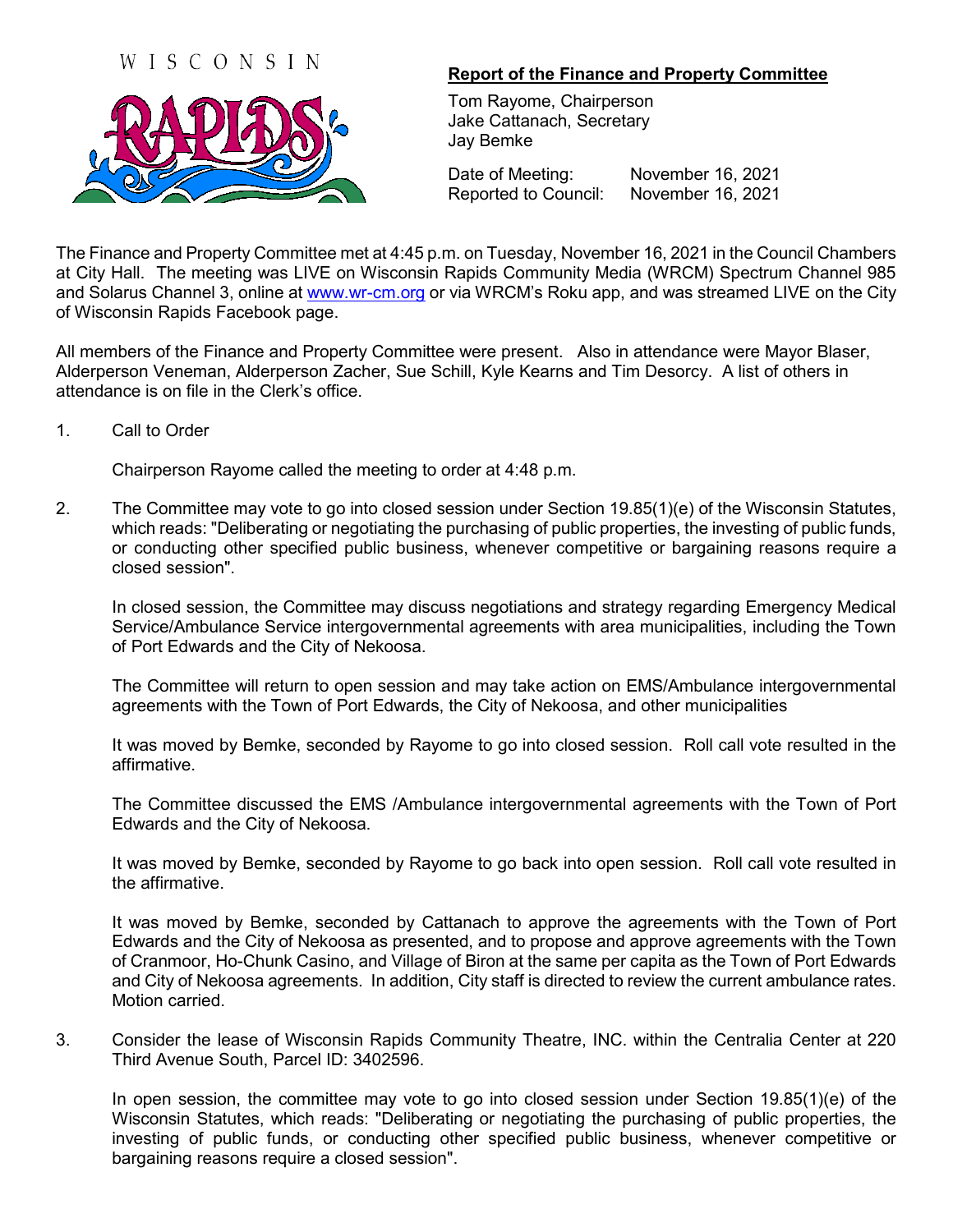WISCONSIN RAPIDS

## Report of the Finance and Property Committee

Tom Rayome, Chairperson
Jake Cattanach, Secretary
Jay Bemke

Date of Meeting: November 16, 2021
Reported to Council: November 16, 2021

The Finance and Property Committee met at 4:45 p.m. on Tuesday, November 16, 2021 in the Council Chambers at City Hall. The meeting was LIVE on Wisconsin Rapids Community Media (WRCM) Spectrum Channel 985 and Solarus Channel 3, online at www.wr-cm.org or via WRCM's Roku app, and was streamed LIVE on the City of Wisconsin Rapids Facebook page.

All members of the Finance and Property Committee were present. Also in attendance were Mayor Blaser, Alderperson Veneman, Alderperson Zacher, Sue Schill, Kyle Kearns and Tim Desorcy. A list of others in attendance is on file in the Clerk's office.

1. Call to Order

   Chairperson Rayome called the meeting to order at 4:48 p.m.

2. The Committee may vote to go into closed session under Section 19.85(1)(e) of the Wisconsin Statutes, which reads: "Deliberating or negotiating the purchasing of public properties, the investing of public funds, or conducting other specified public business, whenever competitive or bargaining reasons require a closed session".

   In closed session, the Committee may discuss negotiations and strategy regarding Emergency Medical Service/Ambulance Service intergovernmental agreements with area municipalities, including the Town of Port Edwards and the City of Nekoosa.

   The Committee will return to open session and may take action on EMS/Ambulance intergovernmental agreements with the Town of Port Edwards, the City of Nekoosa, and other municipalities

   It was moved by Bemke, seconded by Rayome to go into closed session. Roll call vote resulted in the affirmative.

   The Committee discussed the EMS /Ambulance intergovernmental agreements with the Town of Port Edwards and the City of Nekoosa.

   It was moved by Bemke, seconded by Rayome to go back into open session. Roll call vote resulted in the affirmative.

   It was moved by Bemke, seconded by Cattanach to approve the agreements with the Town of Port Edwards and the City of Nekoosa as presented, and to propose and approve agreements with the Town of Cranmoor, Ho-Chunk Casino, and Village of Biron at the same per capita as the Town of Port Edwards and City of Nekoosa agreements. In addition, City staff is directed to review the current ambulance rates. Motion carried.

3. Consider the lease of Wisconsin Rapids Community Theatre, INC. within the Centralia Center at 220 Third Avenue South, Parcel ID: 3402596.

   In open session, the committee may vote to go into closed session under Section 19.85(1)(e) of the Wisconsin Statutes, which reads: "Deliberating or negotiating the purchasing of public properties, the investing of public funds, or conducting other specified public business, whenever competitive or bargaining reasons require a closed session".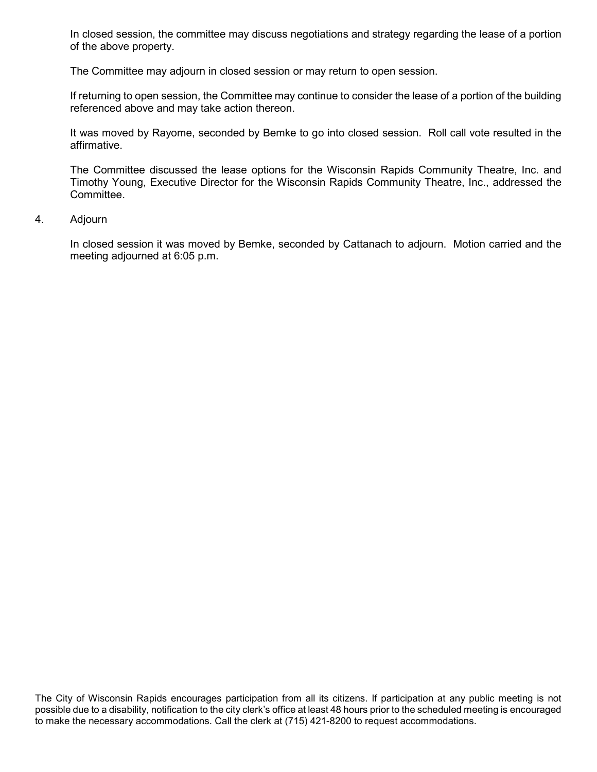In closed session, the committee may discuss negotiations and strategy regarding the lease of a portion of the above property.

The Committee may adjourn in closed session or may return to open session.

If returning to open session, the Committee may continue to consider the lease of a portion of the building referenced above and may take action thereon.

It was moved by Rayome, seconded by Bemke to go into closed session. Roll call vote resulted in the affirmative.

The Committee discussed the lease options for the Wisconsin Rapids Community Theatre, Inc. and Timothy Young, Executive Director for the Wisconsin Rapids Community Theatre, Inc., addressed the Committee.

4. Adjourn

In closed session it was moved by Bemke, seconded by Cattanach to adjourn. Motion carried and the meeting adjourned at 6:05 p.m.

The City of Wisconsin Rapids encourages participation from all its citizens. If participation at any public meeting is not possible due to a disability, notification to the city clerk's office at least 48 hours prior to the scheduled meeting is encouraged to make the necessary accommodations. Call the clerk at (715) 421-8200 to request accommodations.